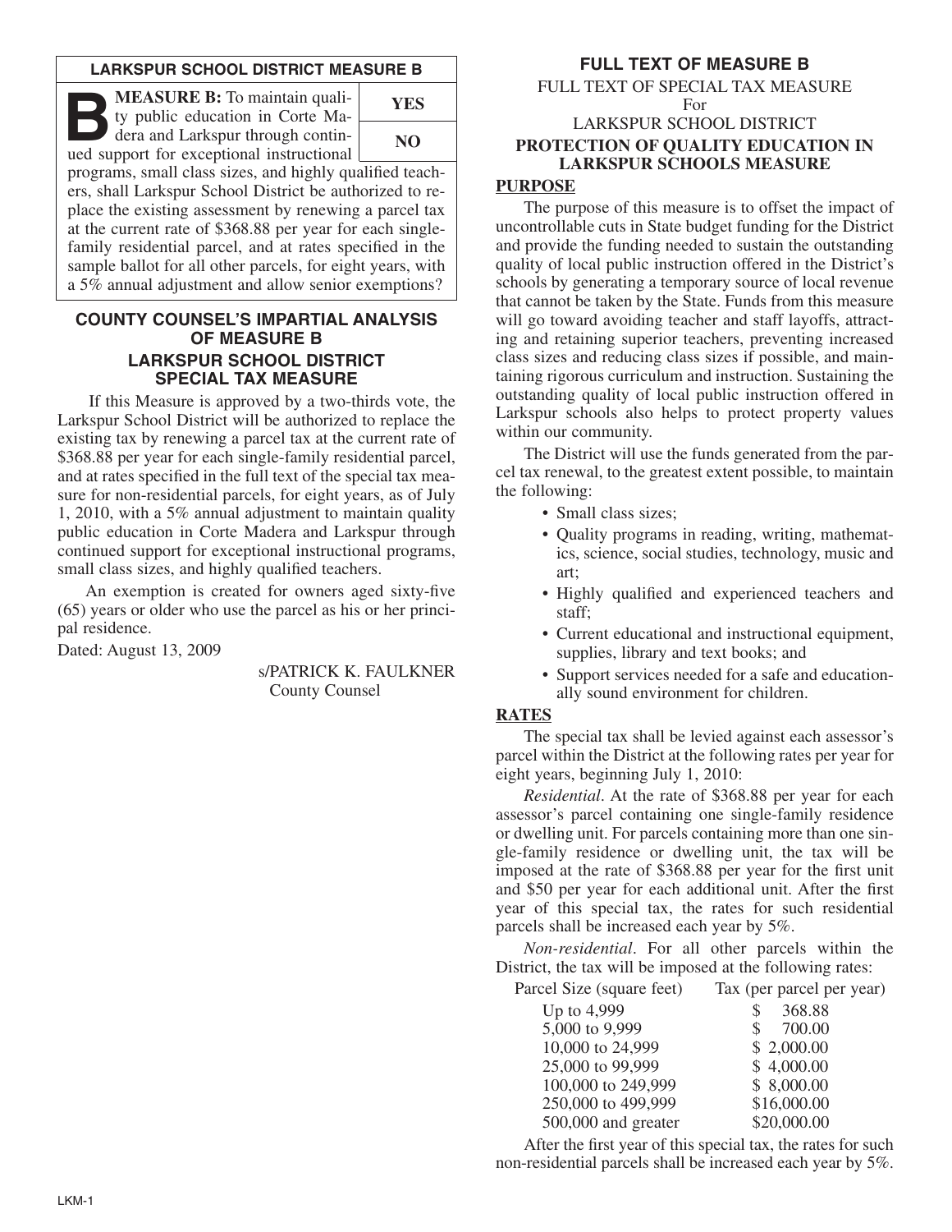## LARKSPUR SCHOOL DISTRICT MEASURE B

**B** **MEASURE B:** To maintain quality public education in Corte Madera and Larkspur through continued support for exceptional instructional programs, small class sizes, and highly qualified teachers, shall Larkspur School District be authorized to replace the existing assessment by renewing a parcel tax at the current rate of $368.88 per year for each single-family residential parcel, and at rates specified in the sample ballot for all other parcels, for eight years, with a 5% annual adjustment and allow senior exemptions?

| YES |
|---|
| NO |

## COUNTY COUNSEL'S IMPARTIAL ANALYSIS OF MEASURE B
## LARKSPUR SCHOOL DISTRICT SPECIAL TAX MEASURE

If this Measure is approved by a two-thirds vote, the Larkspur School District will be authorized to replace the existing tax by renewing a parcel tax at the current rate of $368.88 per year for each single-family residential parcel, and at rates specified in the full text of the special tax measure for non-residential parcels, for eight years, as of July 1, 2010, with a 5% annual adjustment to maintain quality public education in Corte Madera and Larkspur through continued support for exceptional instructional programs, small class sizes, and highly qualified teachers.

An exemption is created for owners aged sixty-five (65) years or older who use the parcel as his or her principal residence.

Dated: August 13, 2009

s/PATRICK K. FAULKNER
County Counsel

## FULL TEXT OF MEASURE B

FULL TEXT OF SPECIAL TAX MEASURE
For
LARKSPUR SCHOOL DISTRICT
**PROTECTION OF QUALITY EDUCATION IN LARKSPUR SCHOOLS MEASURE**

**PURPOSE**

The purpose of this measure is to offset the impact of uncontrollable cuts in State budget funding for the District and provide the funding needed to sustain the outstanding quality of local public instruction offered in the District's schools by generating a temporary source of local revenue that cannot be taken by the State. Funds from this measure will go toward avoiding teacher and staff layoffs, attracting and retaining superior teachers, preventing increased class sizes and reducing class sizes if possible, and maintaining rigorous curriculum and instruction. Sustaining the outstanding quality of local public instruction offered in Larkspur schools also helps to protect property values within our community.

The District will use the funds generated from the parcel tax renewal, to the greatest extent possible, to maintain the following:

- Small class sizes;
- Quality programs in reading, writing, mathematics, science, social studies, technology, music and art;
- Highly qualified and experienced teachers and staff;
- Current educational and instructional equipment, supplies, library and text books; and
- Support services needed for a safe and educationally sound environment for children.

**RATES**

The special tax shall be levied against each assessor's parcel within the District at the following rates per year for eight years, beginning July 1, 2010:

*Residential*. At the rate of $368.88 per year for each assessor's parcel containing one single-family residence or dwelling unit. For parcels containing more than one single-family residence or dwelling unit, the tax will be imposed at the rate of $368.88 per year for the first unit and $50 per year for each additional unit. After the first year of this special tax, the rates for such residential parcels shall be increased each year by 5%.

*Non-residential*. For all other parcels within the District, the tax will be imposed at the following rates:

| Parcel Size (square feet) | Tax (per parcel per year) |
|---|---|
| Up to 4,999 | $ 368.88 |
| 5,000 to 9,999 | $ 700.00 |
| 10,000 to 24,999 | $ 2,000.00 |
| 25,000 to 99,999 | $ 4,000.00 |
| 100,000 to 249,999 | $ 8,000.00 |
| 250,000 to 499,999 | $16,000.00 |
| 500,000 and greater | $20,000.00 |

After the first year of this special tax, the rates for such non-residential parcels shall be increased each year by 5%.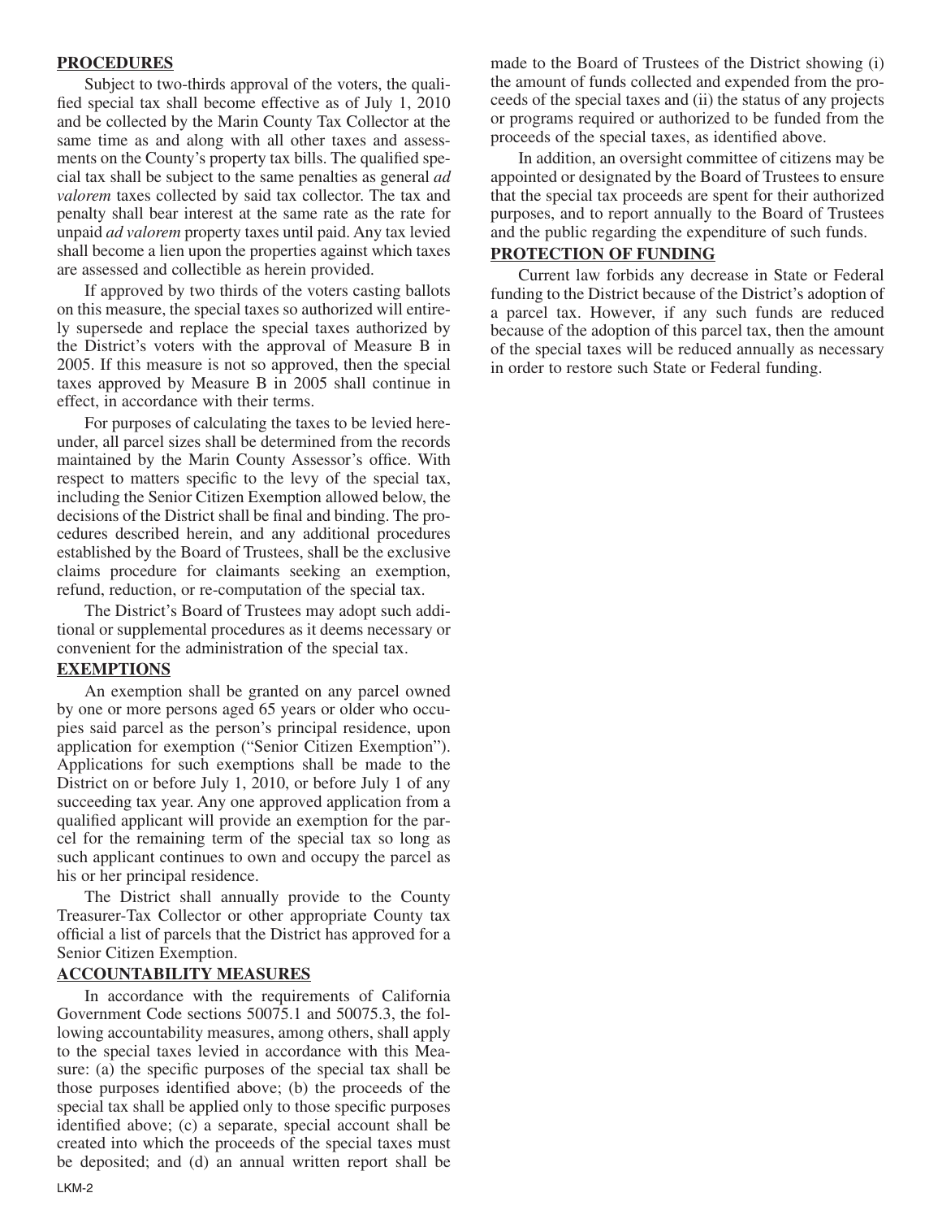## PROCEDURES

Subject to two-thirds approval of the voters, the qualified special tax shall become effective as of July 1, 2010 and be collected by the Marin County Tax Collector at the same time as and along with all other taxes and assessments on the County's property tax bills. The qualified special tax shall be subject to the same penalties as general *ad valorem* taxes collected by said tax collector. The tax and penalty shall bear interest at the same rate as the rate for unpaid *ad valorem* property taxes until paid. Any tax levied shall become a lien upon the properties against which taxes are assessed and collectible as herein provided.

If approved by two thirds of the voters casting ballots on this measure, the special taxes so authorized will entirely supersede and replace the special taxes authorized by the District's voters with the approval of Measure B in 2005. If this measure is not so approved, then the special taxes approved by Measure B in 2005 shall continue in effect, in accordance with their terms.

For purposes of calculating the taxes to be levied hereunder, all parcel sizes shall be determined from the records maintained by the Marin County Assessor's office. With respect to matters specific to the levy of the special tax, including the Senior Citizen Exemption allowed below, the decisions of the District shall be final and binding. The procedures described herein, and any additional procedures established by the Board of Trustees, shall be the exclusive claims procedure for claimants seeking an exemption, refund, reduction, or re-computation of the special tax.

The District's Board of Trustees may adopt such additional or supplemental procedures as it deems necessary or convenient for the administration of the special tax.

## EXEMPTIONS

An exemption shall be granted on any parcel owned by one or more persons aged 65 years or older who occupies said parcel as the person's principal residence, upon application for exemption ("Senior Citizen Exemption"). Applications for such exemptions shall be made to the District on or before July 1, 2010, or before July 1 of any succeeding tax year. Any one approved application from a qualified applicant will provide an exemption for the parcel for the remaining term of the special tax so long as such applicant continues to own and occupy the parcel as his or her principal residence.

The District shall annually provide to the County Treasurer-Tax Collector or other appropriate County tax official a list of parcels that the District has approved for a Senior Citizen Exemption.

## ACCOUNTABILITY MEASURES

In accordance with the requirements of California Government Code sections 50075.1 and 50075.3, the following accountability measures, among others, shall apply to the special taxes levied in accordance with this Measure: (a) the specific purposes of the special tax shall be those purposes identified above; (b) the proceeds of the special tax shall be applied only to those specific purposes identified above; (c) a separate, special account shall be created into which the proceeds of the special taxes must be deposited; and (d) an annual written report shall be made to the Board of Trustees of the District showing (i) the amount of funds collected and expended from the proceeds of the special taxes and (ii) the status of any projects or programs required or authorized to be funded from the proceeds of the special taxes, as identified above.

In addition, an oversight committee of citizens may be appointed or designated by the Board of Trustees to ensure that the special tax proceeds are spent for their authorized purposes, and to report annually to the Board of Trustees and the public regarding the expenditure of such funds.

## PROTECTION OF FUNDING

Current law forbids any decrease in State or Federal funding to the District because of the District's adoption of a parcel tax. However, if any such funds are reduced because of the adoption of this parcel tax, then the amount of the special taxes will be reduced annually as necessary in order to restore such State or Federal funding.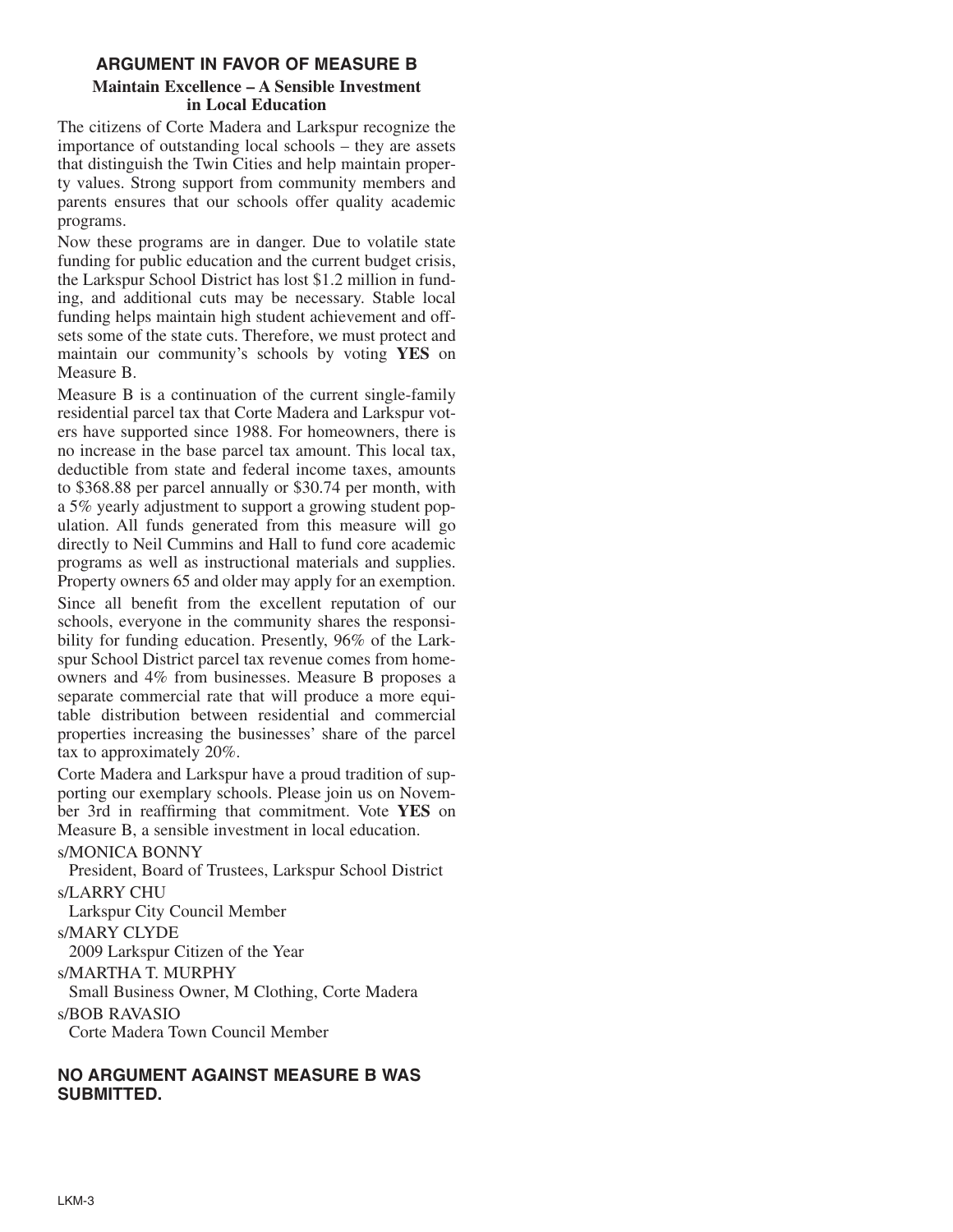## ARGUMENT IN FAVOR OF MEASURE B

### Maintain Excellence – A Sensible Investment in Local Education

The citizens of Corte Madera and Larkspur recognize the importance of outstanding local schools – they are assets that distinguish the Twin Cities and help maintain property values. Strong support from community members and parents ensures that our schools offer quality academic programs.

Now these programs are in danger. Due to volatile state funding for public education and the current budget crisis, the Larkspur School District has lost $1.2 million in funding, and additional cuts may be necessary. Stable local funding helps maintain high student achievement and offsets some of the state cuts. Therefore, we must protect and maintain our community's schools by voting **YES** on Measure B.

Measure B is a continuation of the current single-family residential parcel tax that Corte Madera and Larkspur voters have supported since 1988. For homeowners, there is no increase in the base parcel tax amount. This local tax, deductible from state and federal income taxes, amounts to $368.88 per parcel annually or $30.74 per month, with a 5% yearly adjustment to support a growing student population. All funds generated from this measure will go directly to Neil Cummins and Hall to fund core academic programs as well as instructional materials and supplies. Property owners 65 and older may apply for an exemption.

Since all benefit from the excellent reputation of our schools, everyone in the community shares the responsibility for funding education. Presently, 96% of the Larkspur School District parcel tax revenue comes from homeowners and 4% from businesses. Measure B proposes a separate commercial rate that will produce a more equitable distribution between residential and commercial properties increasing the businesses' share of the parcel tax to approximately 20%.

Corte Madera and Larkspur have a proud tradition of supporting our exemplary schools. Please join us on November 3rd in reaffirming that commitment. Vote **YES** on Measure B, a sensible investment in local education.

s/MONICA BONNY
President, Board of Trustees, Larkspur School District

s/LARRY CHU
Larkspur City Council Member

s/MARY CLYDE
2009 Larkspur Citizen of the Year

s/MARTHA T. MURPHY
Small Business Owner, M Clothing, Corte Madera

s/BOB RAVASIO
Corte Madera Town Council Member

## NO ARGUMENT AGAINST MEASURE B WAS SUBMITTED.